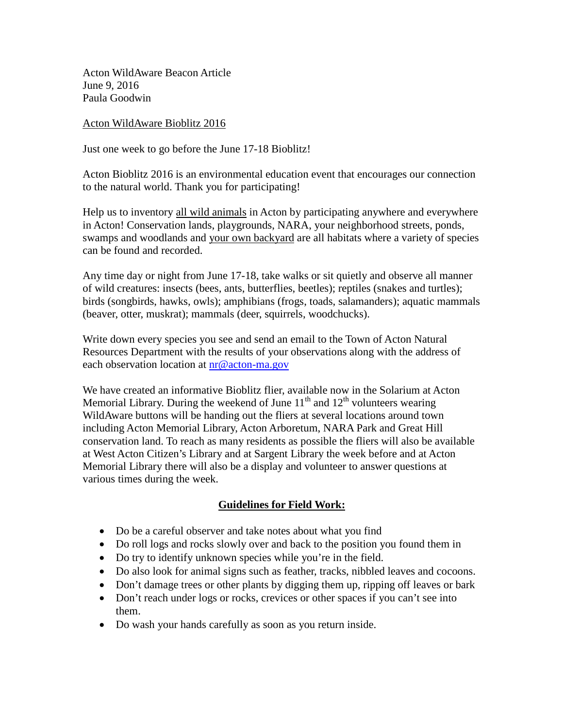Acton WildAware Beacon Article
June 9, 2016
Paula Goodwin

Acton WildAware Bioblitz 2016

Just one week to go before the June 17-18 Bioblitz!

Acton Bioblitz 2016 is an environmental education event that encourages our connection to the natural world. Thank you for participating!

Help us to inventory all wild animals in Acton by participating anywhere and everywhere in Acton! Conservation lands, playgrounds, NARA, your neighborhood streets, ponds, swamps and woodlands and your own backyard are all habitats where a variety of species can be found and recorded.

Any time day or night from June 17-18, take walks or sit quietly and observe all manner of wild creatures: insects (bees, ants, butterflies, beetles); reptiles (snakes and turtles); birds (songbirds, hawks, owls); amphibians (frogs, toads, salamanders); aquatic mammals (beaver, otter, muskrat); mammals (deer, squirrels, woodchucks).

Write down every species you see and send an email to the Town of Acton Natural Resources Department with the results of your observations along with the address of each observation location at nr@acton-ma.gov

We have created an informative Bioblitz flier, available now in the Solarium at Acton Memorial Library. During the weekend of June 11th and 12th volunteers wearing WildAware buttons will be handing out the fliers at several locations around town including Acton Memorial Library, Acton Arboretum, NARA Park and Great Hill conservation land. To reach as many residents as possible the fliers will also be available at West Acton Citizen's Library and at Sargent Library the week before and at Acton Memorial Library there will also be a display and volunteer to answer questions at various times during the week.

## Guidelines for Field Work:

- Do be a careful observer and take notes about what you find
- Do roll logs and rocks slowly over and back to the position you found them in
- Do try to identify unknown species while you're in the field.
- Do also look for animal signs such as feather, tracks, nibbled leaves and cocoons.
- Don't damage trees or other plants by digging them up, ripping off leaves or bark
- Don't reach under logs or rocks, crevices or other spaces if you can't see into them.
- Do wash your hands carefully as soon as you return inside.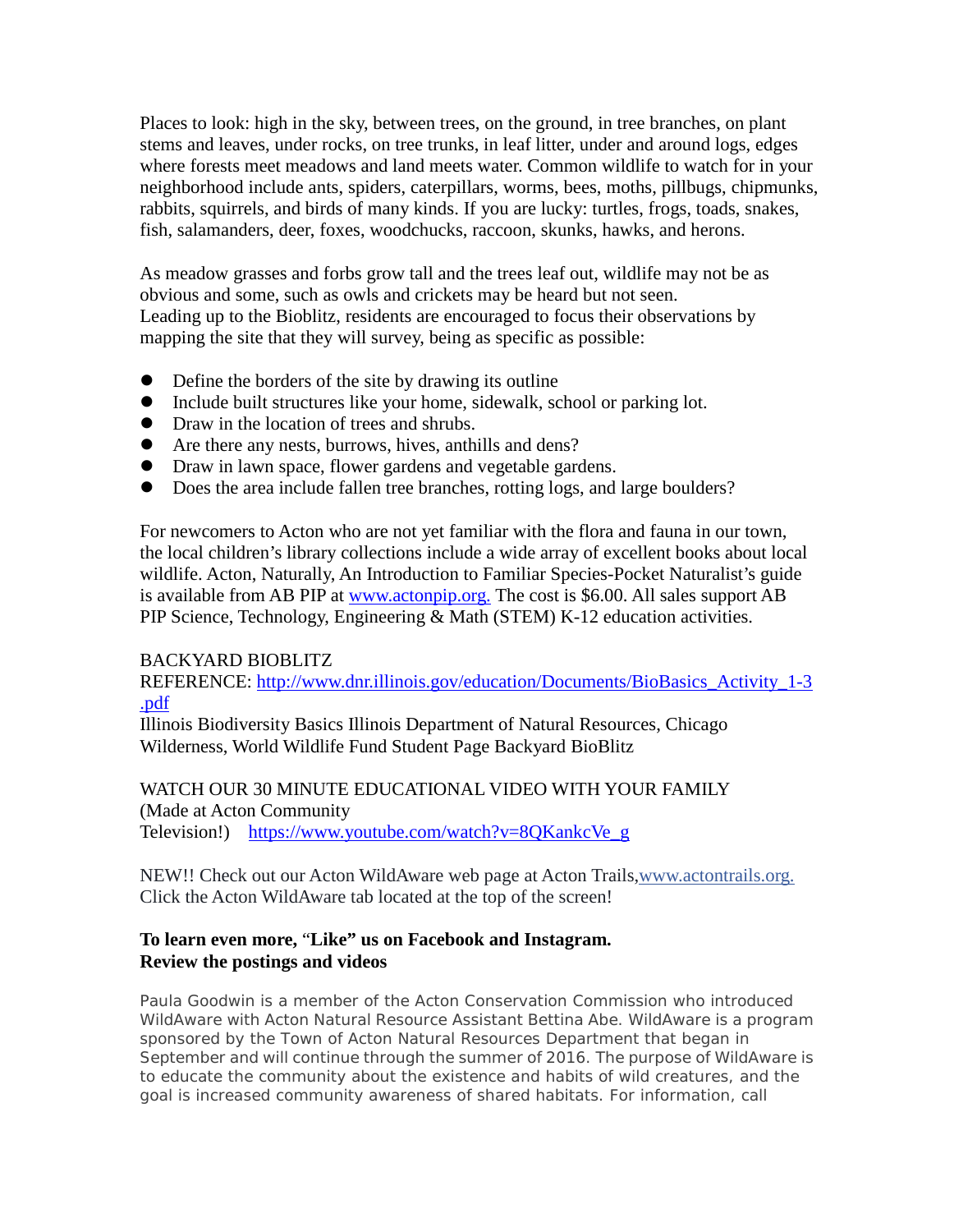Places to look: high in the sky, between trees, on the ground, in tree branches, on plant stems and leaves, under rocks, on tree trunks, in leaf litter, under and around logs, edges where forests meet meadows and land meets water. Common wildlife to watch for in your neighborhood include ants, spiders, caterpillars, worms, bees, moths, pillbugs, chipmunks, rabbits, squirrels, and birds of many kinds. If you are lucky: turtles, frogs, toads, snakes, fish, salamanders, deer, foxes, woodchucks, raccoon, skunks, hawks, and herons.

As meadow grasses and forbs grow tall and the trees leaf out, wildlife may not be as obvious and some, such as owls and crickets may be heard but not seen.
Leading up to the Bioblitz, residents are encouraged to focus their observations by mapping the site that they will survey, being as specific as possible:

- Define the borders of the site by drawing its outline
- Include built structures like your home, sidewalk, school or parking lot.
- Draw in the location of trees and shrubs.
- Are there any nests, burrows, hives, anthills and dens?
- Draw in lawn space, flower gardens and vegetable gardens.
- Does the area include fallen tree branches, rotting logs, and large boulders?

For newcomers to Acton who are not yet familiar with the flora and fauna in our town, the local children's library collections include a wide array of excellent books about local wildlife. Acton, Naturally, An Introduction to Familiar Species-Pocket Naturalist's guide is available from AB PIP at www.actonpip.org. The cost is $6.00. All sales support AB PIP Science, Technology, Engineering & Math (STEM) K-12 education activities.

BACKYARD BIOBLITZ
REFERENCE: http://www.dnr.illinois.gov/education/Documents/BioBasics_Activity_1-3.pdf
Illinois Biodiversity Basics Illinois Department of Natural Resources, Chicago Wilderness, World Wildlife Fund Student Page Backyard BioBlitz

WATCH OUR 30 MINUTE EDUCATIONAL VIDEO WITH YOUR FAMILY
(Made at Acton Community Television!) https://www.youtube.com/watch?v=8QKankcVe_g

NEW!! Check out our Acton WildAware web page at Acton Trails, www.actontrails.org.
Click the Acton WildAware tab located at the top of the screen!

**To learn even more, "Like" us on Facebook and Instagram.**
**Review the postings and videos**

Paula Goodwin is a member of the Acton Conservation Commission who introduced WildAware with Acton Natural Resource Assistant Bettina Abe. WildAware is a program sponsored by the Town of Acton Natural Resources Department that began in September and will continue through the summer of 2016. The purpose of WildAware is to educate the community about the existence and habits of wild creatures, and the goal is increased community awareness of shared habitats. For information, call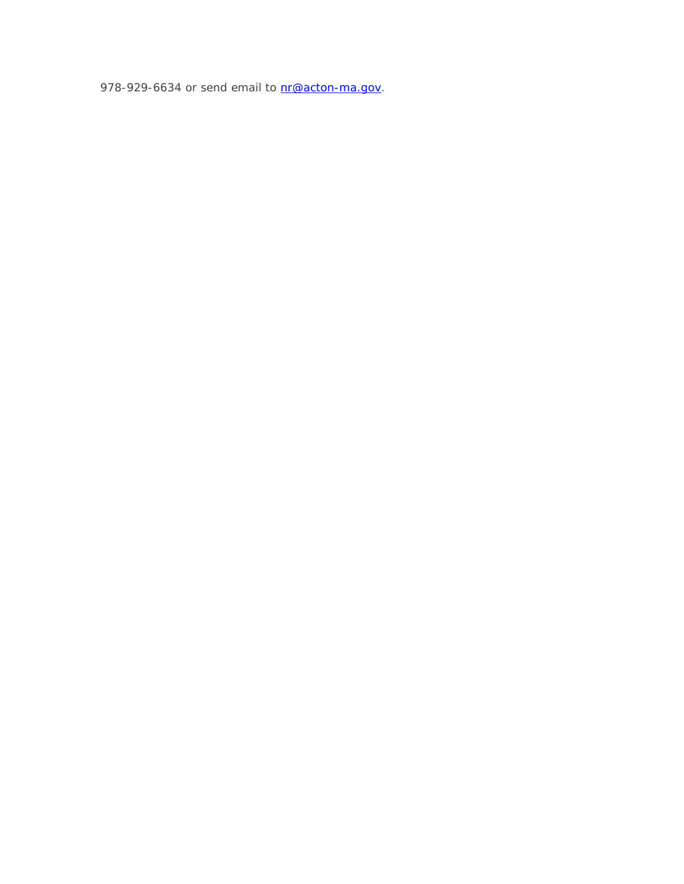978-929-6634 or send email to nr@acton-ma.gov.